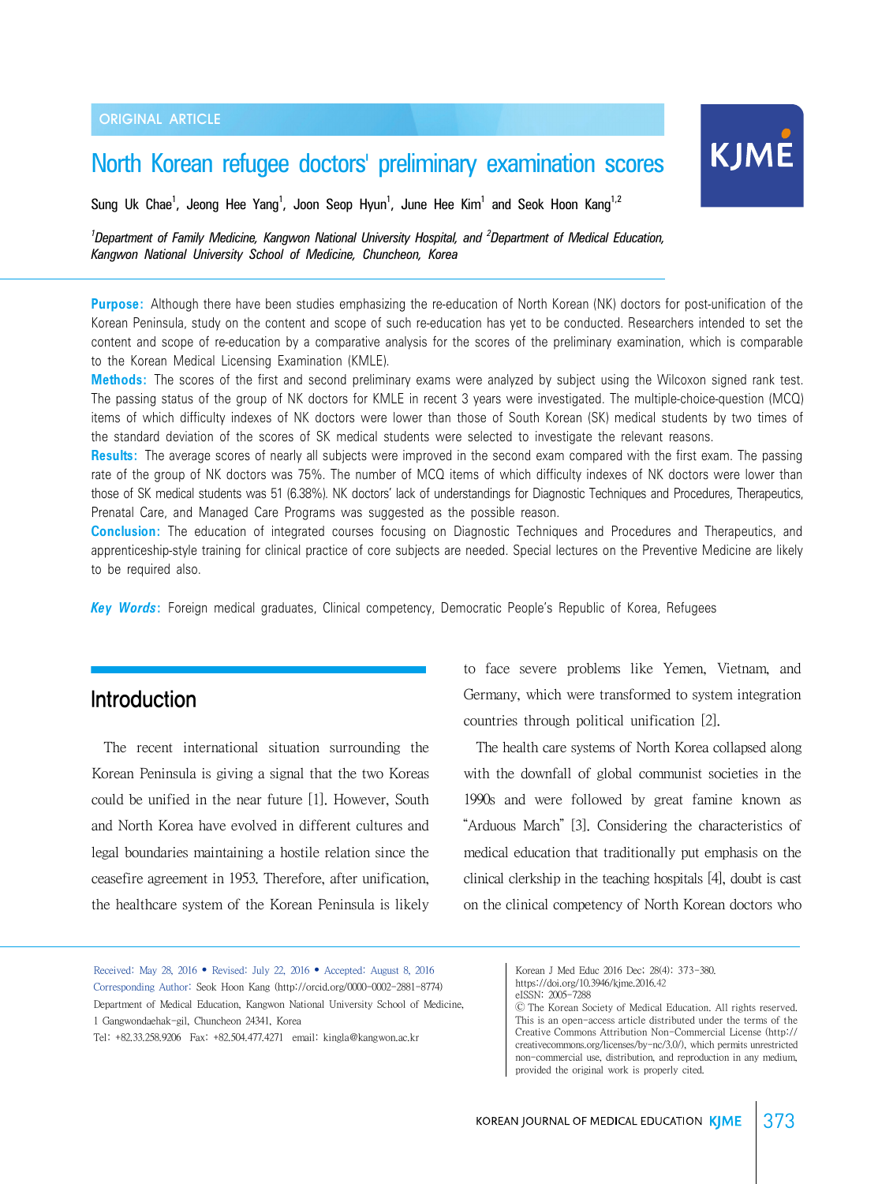ORIGINAL ARTICLE

# North Korean refugee doctors' preliminary examination scores

Sung Uk Chae[1], Jeong Hee Yang[1], Joon Seop Hyun[1], June Hee Kim[1] and Seok Hoon Kang[1,2]

*[1]Department of Family Medicine, Kangwon National University Hospital, and [2]Department of Medical Education, Kangwon National University School of Medicine, Chuncheon, Korea*

**Purpose:** Although there have been studies emphasizing the re-education of North Korean (NK) doctors for post-unification of the Korean Peninsula, study on the content and scope of such re-education has yet to be conducted. Researchers intended to set the content and scope of re-education by a comparative analysis for the scores of the preliminary examination, which is comparable to the Korean Medical Licensing Examination (KMLE).

**Methods:** The scores of the first and second preliminary exams were analyzed by subject using the Wilcoxon signed rank test. The passing status of the group of NK doctors for KMLE in recent 3 years were investigated. The multiple-choice-question (MCQ) items of which difficulty indexes of NK doctors were lower than those of South Korean (SK) medical students by two times of the standard deviation of the scores of SK medical students were selected to investigate the relevant reasons.

**Results:** The average scores of nearly all subjects were improved in the second exam compared with the first exam. The passing rate of the group of NK doctors was 75%. The number of MCQ items of which difficulty indexes of NK doctors were lower than those of SK medical students was 51 (6.38%). NK doctors' lack of understandings for Diagnostic Techniques and Procedures, Therapeutics, Prenatal Care, and Managed Care Programs was suggested as the possible reason.

**Conclusion:** The education of integrated courses focusing on Diagnostic Techniques and Procedures and Therapeutics, and apprenticeship-style training for clinical practice of core subjects are needed. Special lectures on the Preventive Medicine are likely to be required also.

***Key Words*:** Foreign medical graduates, Clinical competency, Democratic People's Republic of Korea, Refugees

## Introduction

The recent international situation surrounding the Korean Peninsula is giving a signal that the two Koreas could be unified in the near future [1]. However, South and North Korea have evolved in different cultures and legal boundaries maintaining a hostile relation since the ceasefire agreement in 1953. Therefore, after unification, the healthcare system of the Korean Peninsula is likely to face severe problems like Yemen, Vietnam, and Germany, which were transformed to system integration countries through political unification [2].

The health care systems of North Korea collapsed along with the downfall of global communist societies in the 1990s and were followed by great famine known as "Arduous March" [3]. Considering the characteristics of medical education that traditionally put emphasis on the clinical clerkship in the teaching hospitals [4], doubt is cast on the clinical competency of North Korean doctors who

Received: May 28, 2016 • Revised: July 22, 2016 • Accepted: August 8, 2016
Corresponding Author: Seok Hoon Kang (http://orcid.org/0000-0002-2881-8774)
Department of Medical Education, Kangwon National University School of Medicine, 1 Gangwondaehak-gil, Chuncheon 24341, Korea
Tel: +82.33.258.9206 Fax: +82.504.477.4271 email: kingla@kangwon.ac.kr

Korean J Med Educ 2016 Dec; 28(4): 373-380.
https://doi.org/10.3946/kjme.2016.42
eISSN: 2005-7288
© The Korean Society of Medical Education. All rights reserved.
This is an open-access article distributed under the terms of the Creative Commons Attribution Non-Commercial License (http://creativecommons.org/licenses/by-nc/3.0/), which permits unrestricted non-commercial use, distribution, and reproduction in any medium, provided the original work is properly cited.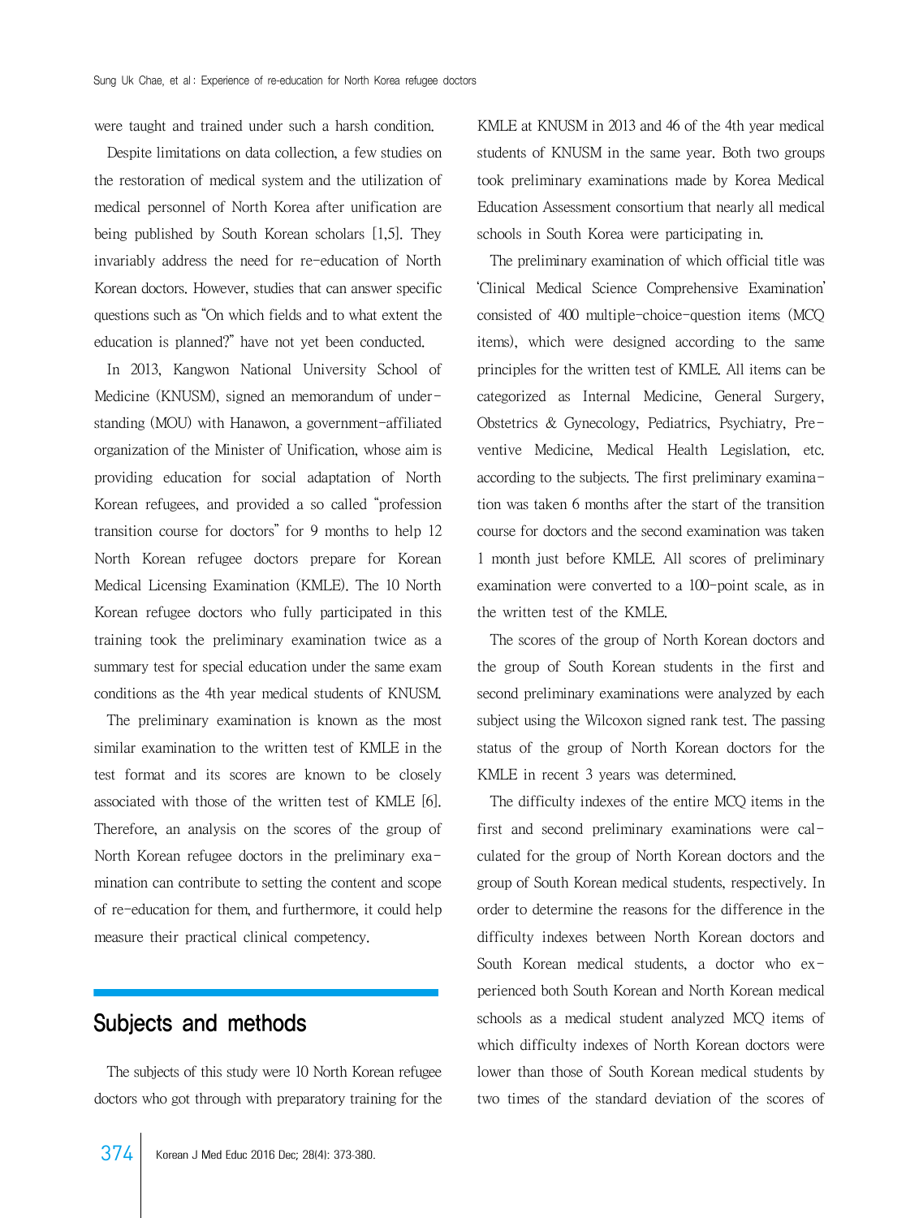were taught and trained under such a harsh condition.

Despite limitations on data collection, a few studies on the restoration of medical system and the utilization of medical personnel of North Korea after unification are being published by South Korean scholars [1,5]. They invariably address the need for re-education of North Korean doctors. However, studies that can answer specific questions such as "On which fields and to what extent the education is planned?" have not yet been conducted.

In 2013, Kangwon National University School of Medicine (KNUSM), signed an memorandum of understanding (MOU) with Hanawon, a government-affiliated organization of the Minister of Unification, whose aim is providing education for social adaptation of North Korean refugees, and provided a so called "profession transition course for doctors" for 9 months to help 12 North Korean refugee doctors prepare for Korean Medical Licensing Examination (KMLE). The 10 North Korean refugee doctors who fully participated in this training took the preliminary examination twice as a summary test for special education under the same exam conditions as the 4th year medical students of KNUSM.

The preliminary examination is known as the most similar examination to the written test of KMLE in the test format and its scores are known to be closely associated with those of the written test of KMLE [6]. Therefore, an analysis on the scores of the group of North Korean refugee doctors in the preliminary examination can contribute to setting the content and scope of re-education for them, and furthermore, it could help measure their practical clinical competency.

## Subjects and methods

The subjects of this study were 10 North Korean refugee doctors who got through with preparatory training for the KMLE at KNUSM in 2013 and 46 of the 4th year medical students of KNUSM in the same year. Both two groups took preliminary examinations made by Korea Medical Education Assessment consortium that nearly all medical schools in South Korea were participating in.

The preliminary examination of which official title was 'Clinical Medical Science Comprehensive Examination' consisted of 400 multiple-choice-question items (MCQ items), which were designed according to the same principles for the written test of KMLE. All items can be categorized as Internal Medicine, General Surgery, Obstetrics & Gynecology, Pediatrics, Psychiatry, Preventive Medicine, Medical Health Legislation, etc. according to the subjects. The first preliminary examination was taken 6 months after the start of the transition course for doctors and the second examination was taken 1 month just before KMLE. All scores of preliminary examination were converted to a 100-point scale, as in the written test of the KMLE.

The scores of the group of North Korean doctors and the group of South Korean students in the first and second preliminary examinations were analyzed by each subject using the Wilcoxon signed rank test. The passing status of the group of North Korean doctors for the KMLE in recent 3 years was determined.

The difficulty indexes of the entire MCQ items in the first and second preliminary examinations were calculated for the group of North Korean doctors and the group of South Korean medical students, respectively. In order to determine the reasons for the difference in the difficulty indexes between North Korean doctors and South Korean medical students, a doctor who experienced both South Korean and North Korean medical schools as a medical student analyzed MCQ items of which difficulty indexes of North Korean doctors were lower than those of South Korean medical students by two times of the standard deviation of the scores of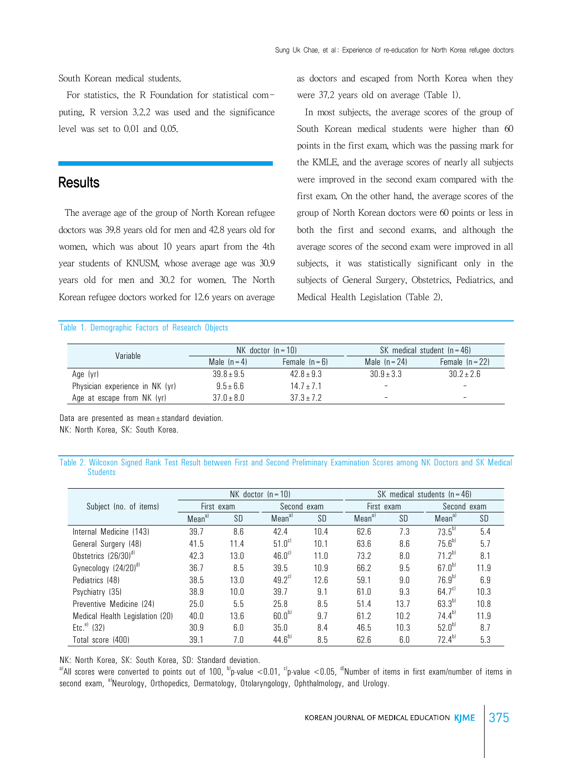South Korean medical students.

For statistics, the R Foundation for statistical computing, R version 3.2.2 was used and the significance level was set to 0.01 and 0.05.

## Results

The average age of the group of North Korean refugee doctors was 39.8 years old for men and 42.8 years old for women, which was about 10 years apart from the 4th year students of KNUSM, whose average age was 30.9 years old for men and 30.2 for women. The North Korean refugee doctors worked for 12.6 years on average as doctors and escaped from North Korea when they were 37.2 years old on average (Table 1).

In most subjects, the average scores of the group of South Korean medical students were higher than 60 points in the first exam, which was the passing mark for the KMLE, and the average scores of nearly all subjects were improved in the second exam compared with the first exam. On the other hand, the average scores of the group of North Korean doctors were 60 points or less in both the first and second exams, and although the average scores of the second exam were improved in all subjects, it was statistically significant only in the subjects of General Surgery, Obstetrics, Pediatrics, and Medical Health Legislation (Table 2).

Table 1. Demographic Factors of Research Objects

| Variable | NK doctor (n=10) | | SK medical student (n=46) | |
|---|---|---|---|---|
| | Male (n=4) | Female (n=6) | Male (n=24) | Female (n=22) |
| Age (yr) | 39.8±9.5 | 42.8±9.3 | 30.9±3.3 | 30.2±2.6 |
| Physician experience in NK (yr) | 9.5±6.6 | 14.7±7.1 | - | - |
| Age at escape from NK (yr) | 37.0±8.0 | 37.3±7.2 | - | - |

Data are presented as mean±standard deviation.
NK: North Korea, SK: South Korea.

Table 2. Wilcoxon Signed Rank Test Result between First and Second Preliminary Examination Scores among NK Doctors and SK Medical Students

| Subject (no. of items) | NK doctor (n=10) | | | | SK medical students (n=46) | | | |
|---|---|---|---|---|---|---|---|---|
| | First exam | | Second exam | | First exam | | Second exam | |
| | Mean[a] | SD | Mean[a] | SD | Mean[a] | SD | Mean[a] | SD |
| Internal Medicine (143) | 39.7 | 8.6 | 42.4 | 10.4 | 62.6 | 7.3 | 73.5[b] | 5.4 |
| General Surgery (48) | 41.5 | 11.4 | 51.0[c] | 10.1 | 63.6 | 8.6 | 75.6[b] | 5.7 |
| Obstetrics (26/30)[d] | 42.3 | 13.0 | 46.0[c] | 11.0 | 73.2 | 8.0 | 71.2[b] | 8.1 |
| Gynecology (24/20)[d] | 36.7 | 8.5 | 39.5 | 10.9 | 66.2 | 9.5 | 67.0[b] | 11.9 |
| Pediatrics (48) | 38.5 | 13.0 | 49.2[c] | 12.6 | 59.1 | 9.0 | 76.9[b] | 6.9 |
| Psychiatry (35) | 38.9 | 10.0 | 39.7 | 9.1 | 61.0 | 9.3 | 64.7[c] | 10.3 |
| Preventive Medicine (24) | 25.0 | 5.5 | 25.8 | 8.5 | 51.4 | 13.7 | 63.3[b] | 10.8 |
| Medical Health Legislation (20) | 40.0 | 13.6 | 60.0[b] | 9.7 | 61.2 | 10.2 | 74.4[b] | 11.9 |
| Etc.[e] (32) | 30.9 | 6.0 | 35.0 | 8.4 | 46.5 | 10.3 | 52.0[b] | 8.7 |
| Total score (400) | 39.1 | 7.0 | 44.6[b] | 8.5 | 62.6 | 6.0 | 72.4[b] | 5.3 |

NK: North Korea, SK: South Korea, SD: Standard deviation.
[a]All scores were converted to points out of 100, [b]p-value <0.01, [c]p-value <0.05, [d]Number of items in first exam/number of items in second exam, [e]Neurology, Orthopedics, Dermatology, Otolaryngology, Ophthalmology, and Urology.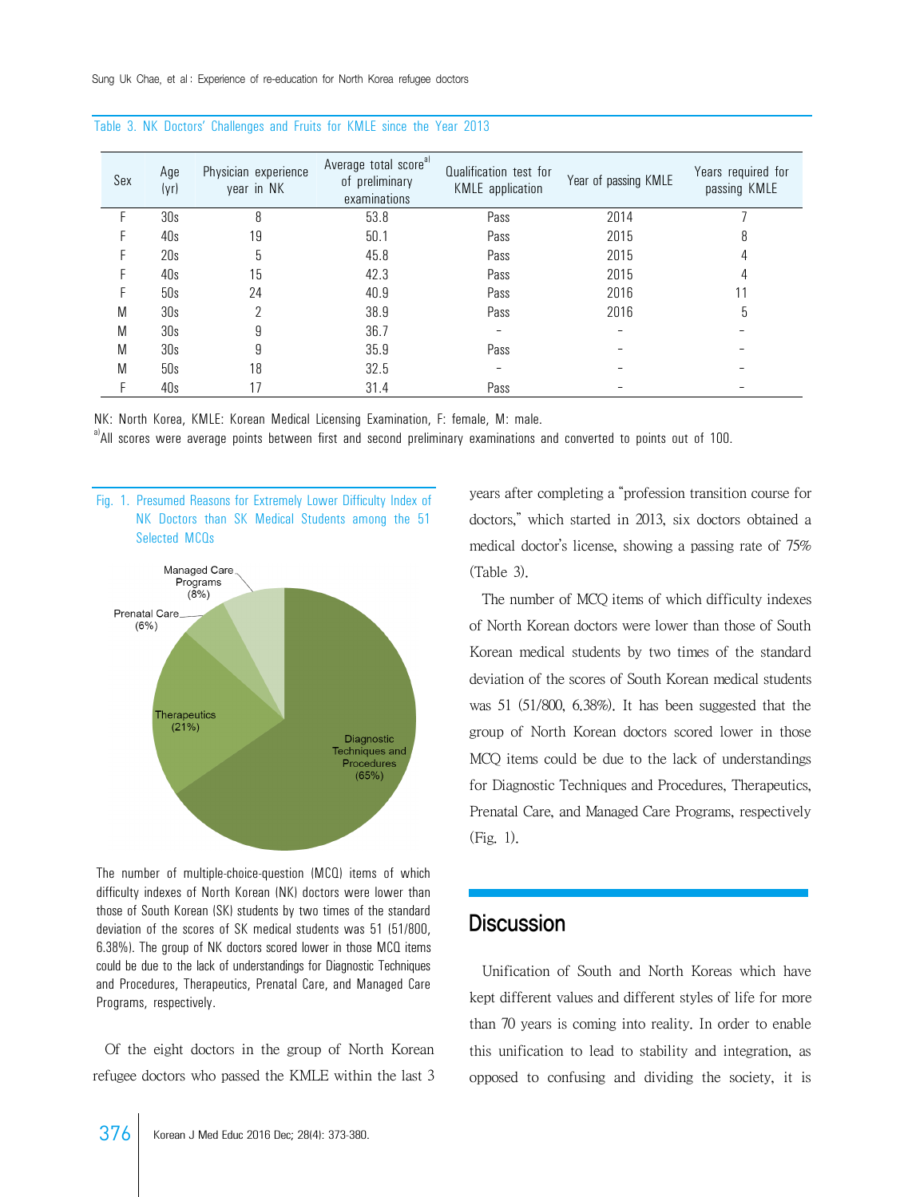Table 3. NK Doctors' Challenges and Fruits for KMLE since the Year 2013

| Sex | Age (yr) | Physician experience year in NK | Average total score[a] of preliminary examinations | Qualification test for KMLE application | Year of passing KMLE | Years required for passing KMLE |
|---|---|---|---|---|---|---|
| F | 30s | 8 | 53.8 | Pass | 2014 | 7 |
| F | 40s | 19 | 50.1 | Pass | 2015 | 8 |
| F | 20s | 5 | 45.8 | Pass | 2015 | 4 |
| F | 40s | 15 | 42.3 | Pass | 2015 | 4 |
| F | 50s | 24 | 40.9 | Pass | 2016 | 11 |
| M | 30s | 2 | 38.9 | Pass | 2016 | 5 |
| M | 30s | 9 | 36.7 | - | - | - |
| M | 30s | 9 | 35.9 | Pass | - | - |
| M | 50s | 18 | 32.5 | - | - | - |
| F | 40s | 17 | 31.4 | Pass | - | - |

NK: North Korea, KMLE: Korean Medical Licensing Examination, F: female, M: male.
[a]All scores were average points between first and second preliminary examinations and converted to points out of 100.

Fig. 1. Presumed Reasons for Extremely Lower Difficulty Index of NK Doctors than SK Medical Students among the 51 Selected MCQs

Managed Care Programs (8%)
Prenatal Care (6%)
Therapeutics (21%)
Diagnostic Techniques and Procedures (65%)

The number of multiple-choice-question (MCQ) items of which difficulty indexes of North Korean (NK) doctors were lower than those of South Korean (SK) students by two times of the standard deviation of the scores of SK medical students was 51 (51/800, 6.38%). The group of NK doctors scored lower in those MCQ items could be due to the lack of understandings for Diagnostic Techniques and Procedures, Therapeutics, Prenatal Care, and Managed Care Programs, respectively.

Of the eight doctors in the group of North Korean refugee doctors who passed the KMLE within the last 3 years after completing a "profession transition course for doctors," which started in 2013, six doctors obtained a medical doctor's license, showing a passing rate of 75% (Table 3).

The number of MCQ items of which difficulty indexes of North Korean doctors were lower than those of South Korean medical students by two times of the standard deviation of the scores of South Korean medical students was 51 (51/800, 6.38%). It has been suggested that the group of North Korean doctors scored lower in those MCQ items could be due to the lack of understandings for Diagnostic Techniques and Procedures, Therapeutics, Prenatal Care, and Managed Care Programs, respectively (Fig. 1).

## Discussion

Unification of South and North Koreas which have kept different values and different styles of life for more than 70 years is coming into reality. In order to enable this unification to lead to stability and integration, as opposed to confusing and dividing the society, it is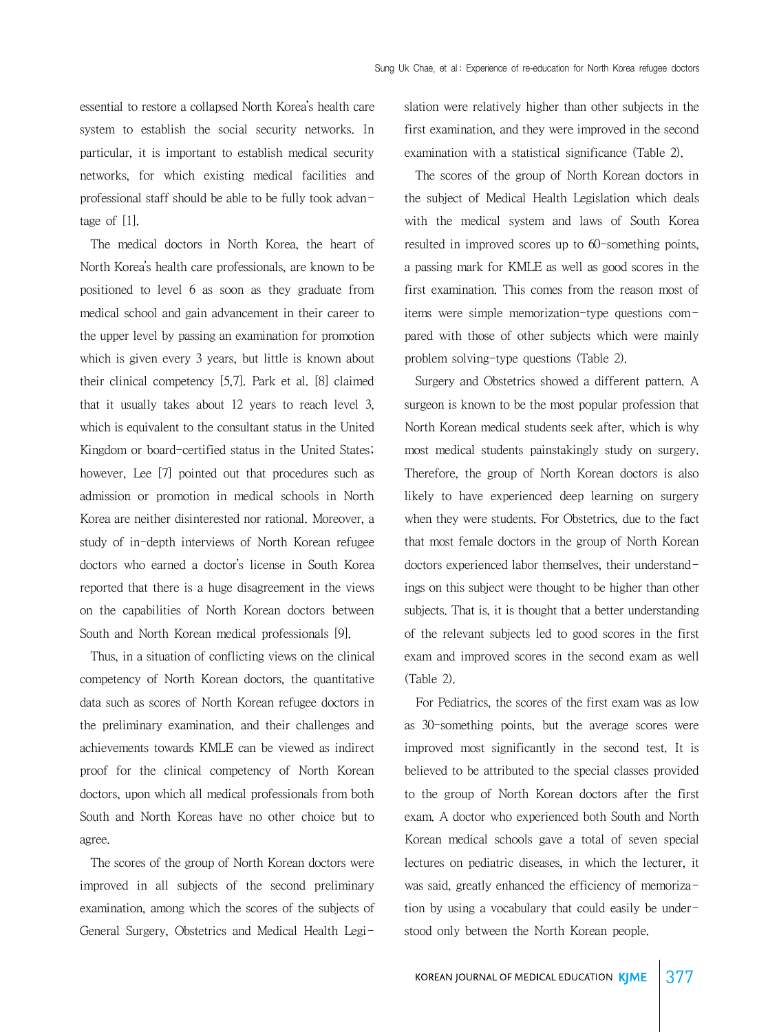essential to restore a collapsed North Korea's health care system to establish the social security networks. In particular, it is important to establish medical security networks, for which existing medical facilities and professional staff should be able to be fully took advantage of [1].

The medical doctors in North Korea, the heart of North Korea's health care professionals, are known to be positioned to level 6 as soon as they graduate from medical school and gain advancement in their career to the upper level by passing an examination for promotion which is given every 3 years, but little is known about their clinical competency [5,7]. Park et al. [8] claimed that it usually takes about 12 years to reach level 3, which is equivalent to the consultant status in the United Kingdom or board-certified status in the United States; however, Lee [7] pointed out that procedures such as admission or promotion in medical schools in North Korea are neither disinterested nor rational. Moreover, a study of in-depth interviews of North Korean refugee doctors who earned a doctor's license in South Korea reported that there is a huge disagreement in the views on the capabilities of North Korean doctors between South and North Korean medical professionals [9].

Thus, in a situation of conflicting views on the clinical competency of North Korean doctors, the quantitative data such as scores of North Korean refugee doctors in the preliminary examination, and their challenges and achievements towards KMLE can be viewed as indirect proof for the clinical competency of North Korean doctors, upon which all medical professionals from both South and North Koreas have no other choice but to agree.

The scores of the group of North Korean doctors were improved in all subjects of the second preliminary examination, among which the scores of the subjects of General Surgery, Obstetrics and Medical Health Legislation were relatively higher than other subjects in the first examination, and they were improved in the second examination with a statistical significance (Table 2).

The scores of the group of North Korean doctors in the subject of Medical Health Legislation which deals with the medical system and laws of South Korea resulted in improved scores up to 60-something points, a passing mark for KMLE as well as good scores in the first examination. This comes from the reason most of items were simple memorization-type questions compared with those of other subjects which were mainly problem solving-type questions (Table 2).

Surgery and Obstetrics showed a different pattern. A surgeon is known to be the most popular profession that North Korean medical students seek after, which is why most medical students painstakingly study on surgery. Therefore, the group of North Korean doctors is also likely to have experienced deep learning on surgery when they were students. For Obstetrics, due to the fact that most female doctors in the group of North Korean doctors experienced labor themselves, their understandings on this subject were thought to be higher than other subjects. That is, it is thought that a better understanding of the relevant subjects led to good scores in the first exam and improved scores in the second exam as well (Table 2).

For Pediatrics, the scores of the first exam was as low as 30-something points, but the average scores were improved most significantly in the second test. It is believed to be attributed to the special classes provided to the group of North Korean doctors after the first exam. A doctor who experienced both South and North Korean medical schools gave a total of seven special lectures on pediatric diseases, in which the lecturer, it was said, greatly enhanced the efficiency of memorization by using a vocabulary that could easily be understood only between the North Korean people.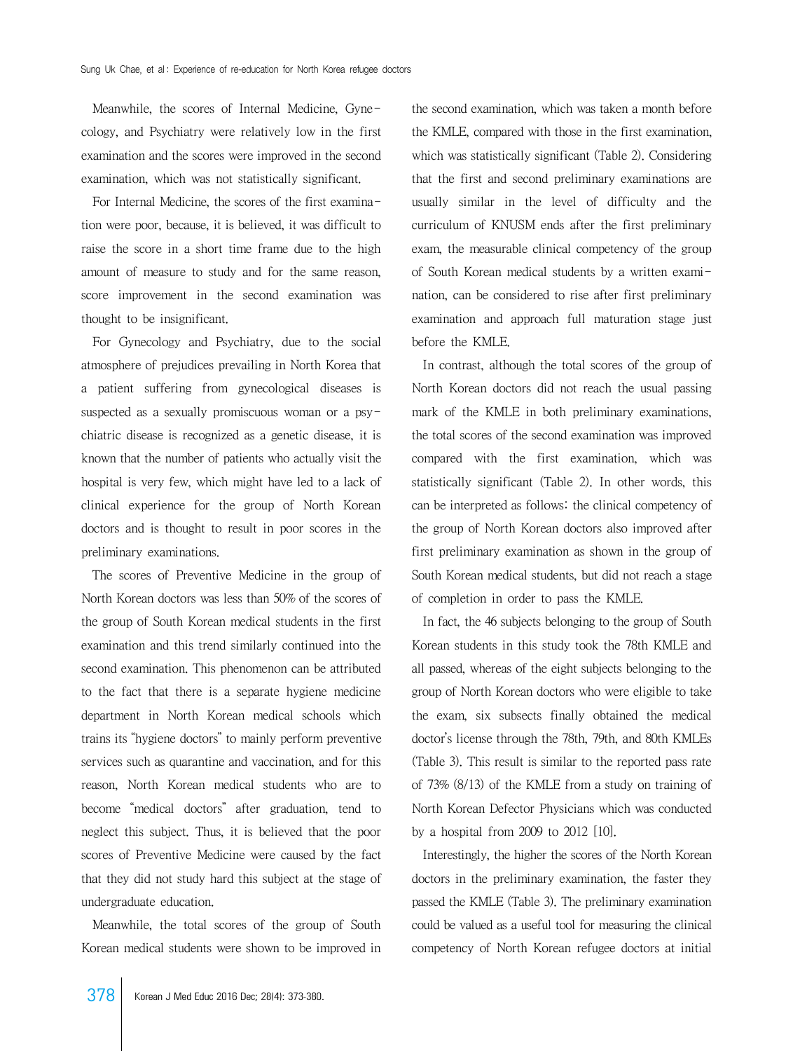Meanwhile, the scores of Internal Medicine, Gynecology, and Psychiatry were relatively low in the first examination and the scores were improved in the second examination, which was not statistically significant.

For Internal Medicine, the scores of the first examination were poor, because, it is believed, it was difficult to raise the score in a short time frame due to the high amount of measure to study and for the same reason, score improvement in the second examination was thought to be insignificant.

For Gynecology and Psychiatry, due to the social atmosphere of prejudices prevailing in North Korea that a patient suffering from gynecological diseases is suspected as a sexually promiscuous woman or a psychiatric disease is recognized as a genetic disease, it is known that the number of patients who actually visit the hospital is very few, which might have led to a lack of clinical experience for the group of North Korean doctors and is thought to result in poor scores in the preliminary examinations.

The scores of Preventive Medicine in the group of North Korean doctors was less than 50% of the scores of the group of South Korean medical students in the first examination and this trend similarly continued into the second examination. This phenomenon can be attributed to the fact that there is a separate hygiene medicine department in North Korean medical schools which trains its "hygiene doctors" to mainly perform preventive services such as quarantine and vaccination, and for this reason, North Korean medical students who are to become "medical doctors" after graduation, tend to neglect this subject. Thus, it is believed that the poor scores of Preventive Medicine were caused by the fact that they did not study hard this subject at the stage of undergraduate education.

Meanwhile, the total scores of the group of South Korean medical students were shown to be improved in the second examination, which was taken a month before the KMLE, compared with those in the first examination, which was statistically significant (Table 2). Considering that the first and second preliminary examinations are usually similar in the level of difficulty and the curriculum of KNUSM ends after the first preliminary exam, the measurable clinical competency of the group of South Korean medical students by a written examination, can be considered to rise after first preliminary examination and approach full maturation stage just before the KMLE.

In contrast, although the total scores of the group of North Korean doctors did not reach the usual passing mark of the KMLE in both preliminary examinations, the total scores of the second examination was improved compared with the first examination, which was statistically significant (Table 2). In other words, this can be interpreted as follows: the clinical competency of the group of North Korean doctors also improved after first preliminary examination as shown in the group of South Korean medical students, but did not reach a stage of completion in order to pass the KMLE.

In fact, the 46 subjects belonging to the group of South Korean students in this study took the 78th KMLE and all passed, whereas of the eight subjects belonging to the group of North Korean doctors who were eligible to take the exam, six subsects finally obtained the medical doctor's license through the 78th, 79th, and 80th KMLEs (Table 3). This result is similar to the reported pass rate of 73% (8/13) of the KMLE from a study on training of North Korean Defector Physicians which was conducted by a hospital from 2009 to 2012 [10].

Interestingly, the higher the scores of the North Korean doctors in the preliminary examination, the faster they passed the KMLE (Table 3). The preliminary examination could be valued as a useful tool for measuring the clinical competency of North Korean refugee doctors at initial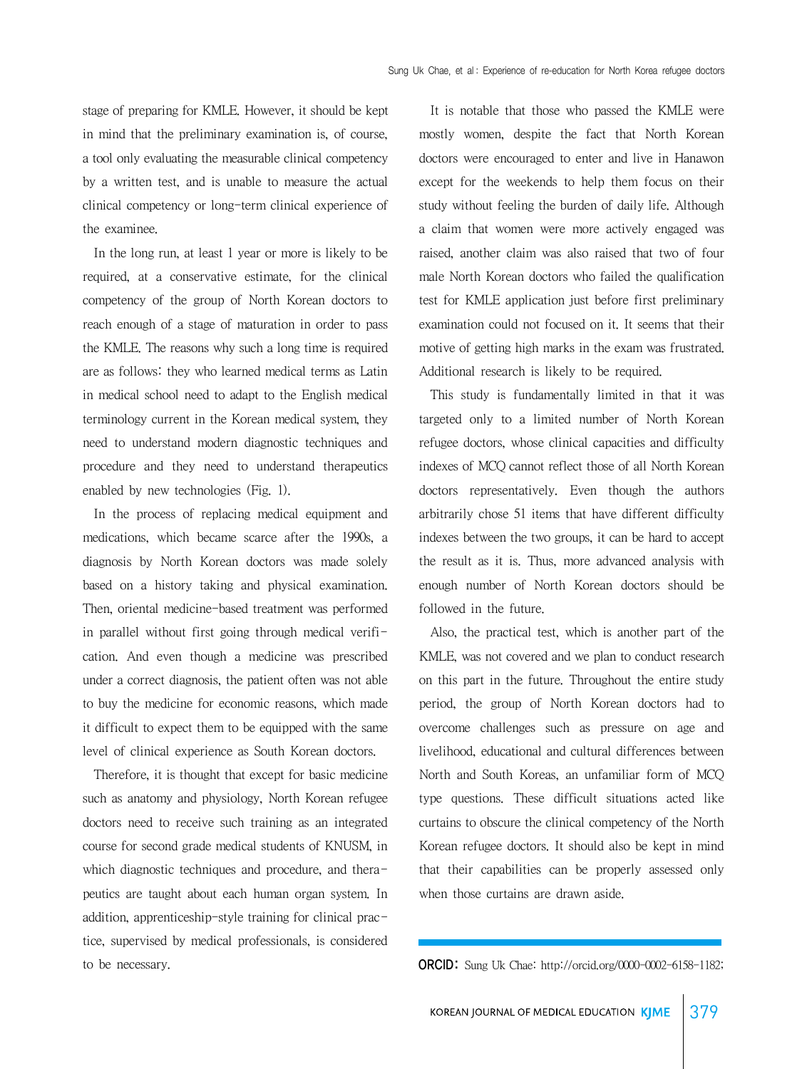stage of preparing for KMLE. However, it should be kept in mind that the preliminary examination is, of course, a tool only evaluating the measurable clinical competency by a written test, and is unable to measure the actual clinical competency or long-term clinical experience of the examinee.

In the long run, at least 1 year or more is likely to be required, at a conservative estimate, for the clinical competency of the group of North Korean doctors to reach enough of a stage of maturation in order to pass the KMLE. The reasons why such a long time is required are as follows: they who learned medical terms as Latin in medical school need to adapt to the English medical terminology current in the Korean medical system, they need to understand modern diagnostic techniques and procedure and they need to understand therapeutics enabled by new technologies (Fig. 1).

In the process of replacing medical equipment and medications, which became scarce after the 1990s, a diagnosis by North Korean doctors was made solely based on a history taking and physical examination. Then, oriental medicine-based treatment was performed in parallel without first going through medical verification. And even though a medicine was prescribed under a correct diagnosis, the patient often was not able to buy the medicine for economic reasons, which made it difficult to expect them to be equipped with the same level of clinical experience as South Korean doctors.

Therefore, it is thought that except for basic medicine such as anatomy and physiology, North Korean refugee doctors need to receive such training as an integrated course for second grade medical students of KNUSM, in which diagnostic techniques and procedure, and therapeutics are taught about each human organ system. In addition, apprenticeship-style training for clinical practice, supervised by medical professionals, is considered to be necessary.

It is notable that those who passed the KMLE were mostly women, despite the fact that North Korean doctors were encouraged to enter and live in Hanawon except for the weekends to help them focus on their study without feeling the burden of daily life. Although a claim that women were more actively engaged was raised, another claim was also raised that two of four male North Korean doctors who failed the qualification test for KMLE application just before first preliminary examination could not focused on it. It seems that their motive of getting high marks in the exam was frustrated. Additional research is likely to be required.

This study is fundamentally limited in that it was targeted only to a limited number of North Korean refugee doctors, whose clinical capacities and difficulty indexes of MCQ cannot reflect those of all North Korean doctors representatively. Even though the authors arbitrarily chose 51 items that have different difficulty indexes between the two groups, it can be hard to accept the result as it is. Thus, more advanced analysis with enough number of North Korean doctors should be followed in the future.

Also, the practical test, which is another part of the KMLE, was not covered and we plan to conduct research on this part in the future. Throughout the entire study period, the group of North Korean doctors had to overcome challenges such as pressure on age and livelihood, educational and cultural differences between North and South Koreas, an unfamiliar form of MCQ type questions. These difficult situations acted like curtains to obscure the clinical competency of the North Korean refugee doctors. It should also be kept in mind that their capabilities can be properly assessed only when those curtains are drawn aside.

**ORCID:** Sung Uk Chae: http://orcid.org/0000-0002-6158-1182;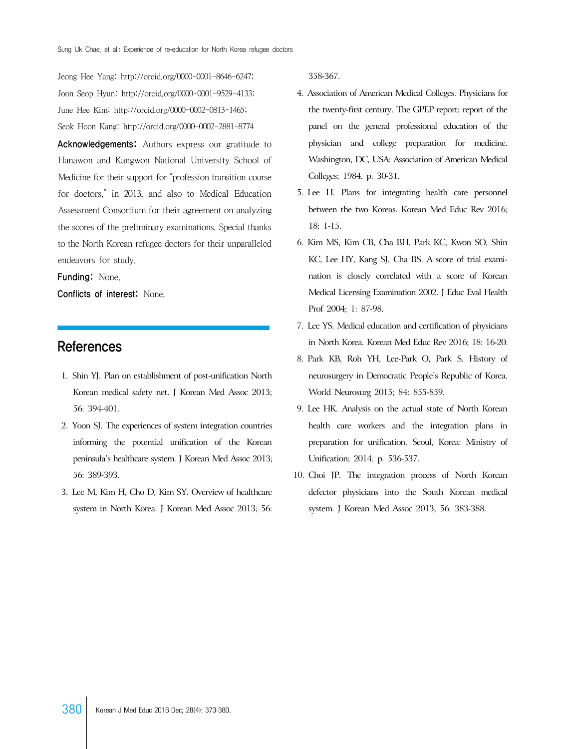Jeong Hee Yang: http://orcid.org/0000-0001-8646-6247;
Joon Seop Hyun: http://orcid.org/0000-0001-9529-4133;
June Hee Kim: http://orcid.org/0000-0002-0813-1465;
Seok Hoon Kang: http://orcid.org/0000-0002-2881-8774

**Acknowledgements:** Authors express our gratitude to Hanawon and Kangwon National University School of Medicine for their support for "profession transition course for doctors," in 2013, and also to Medical Education Assessment Consortium for their agreement on analyzing the scores of the preliminary examinations. Special thanks to the North Korean refugee doctors for their unparalleled endeavors for study.

**Funding:** None.

**Conflicts of interest:** None.

## References

1. Shin YJ. Plan on establishment of post-unification North Korean medical safety net. J Korean Med Assoc 2013; 56: 394-401.
2. Yoon SJ. The experiences of system integration countries informing the potential unification of the Korean peninsula's healthcare system. J Korean Med Assoc 2013; 56: 389-393.
3. Lee M, Kim H, Cho D, Kim SY. Overview of healthcare system in North Korea. J Korean Med Assoc 2013; 56: 358-367.
4. Association of American Medical Colleges. Physicians for the twenty-first century. The GPEP report: report of the panel on the general professional education of the physician and college preparation for medicine. Washington, DC, USA: Association of American Medical Colleges; 1984. p. 30-31.
5. Lee H. Plans for integrating health care personnel between the two Koreas. Korean Med Educ Rev 2016; 18: 1-15.
6. Kim MS, Kim CB, Cha BH, Park KC, Kwon SO, Shin KC, Lee HY, Kang SJ, Cha BS. A score of trial examination is closely correlated with a score of Korean Medical Licensing Examination 2002. J Educ Eval Health Prof 2004; 1: 87-98.
7. Lee YS. Medical education and certification of physicians in North Korea. Korean Med Educ Rev 2016; 18: 16-20.
8. Park KB, Roh YH, Lee-Park O, Park S. History of neurosurgery in Democratic People's Republic of Korea. World Neurosurg 2015; 84: 855-859.
9. Lee HK. Analysis on the actual state of North Korean health care workers and the integration plans in preparation for unification. Seoul, Korea: Ministry of Unification; 2014. p. 536-537.
10. Choi JP. The integration process of North Korean defector physicians into the South Korean medical system. J Korean Med Assoc 2013; 56: 383-388.